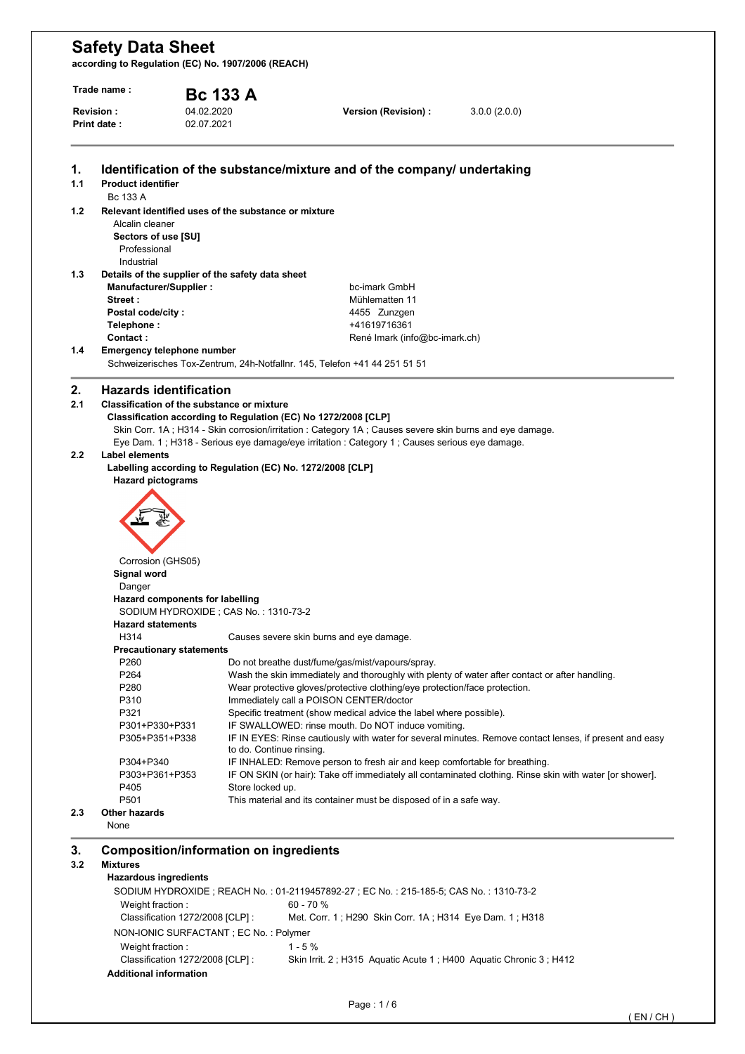# Safety Data Sheet

**according to Regulation (EC) No. 1907/2006 (REACH)**

| | | | |
|---|---|---|---|
| **Trade name :** | **Bc 133 A** | | |
| **Revision :** | 04.02.2020 | **Version (Revision) :** | 3.0.0 (2.0.0) |
| **Print date :** | 02.07.2021 | | |

## 1. Identification of the substance/mixture and of the company/ undertaking

### 1.1 Product identifier

Bc 133 A

### 1.2 Relevant identified uses of the substance or mixture

Alcalin cleaner

**Sectors of use [SU]**

Professional

Industrial

### 1.3 Details of the supplier of the safety data sheet

| | |
|---|---|
| **Manufacturer/Supplier :** | bc-imark GmbH |
| **Street :** | Mühlematten 11 |
| **Postal code/city :** | 4455 Zunzgen |
| **Telephone :** | +41619716361 |
| **Contact :** | René Imark (info@bc-imark.ch) |

### 1.4 Emergency telephone number

Schweizerisches Tox-Zentrum, 24h-Notfallnr. 145, Telefon +41 44 251 51 51

## 2. Hazards identification

### 2.1 Classification of the substance or mixture

**Classification according to Regulation (EC) No 1272/2008 [CLP]**

Skin Corr. 1A ; H314 - Skin corrosion/irritation : Category 1A ; Causes severe skin burns and eye damage.

Eye Dam. 1 ; H318 - Serious eye damage/eye irritation : Category 1 ; Causes serious eye damage.

### 2.2 Label elements

**Labelling according to Regulation (EC) No. 1272/2008 [CLP]**

**Hazard pictograms**

Corrosion (GHS05)

**Signal word**

Danger

**Hazard components for labelling**

SODIUM HYDROXIDE ; CAS No. : 1310-73-2

**Hazard statements**

| | |
|---|---|
| H314 | Causes severe skin burns and eye damage. |

**Precautionary statements**

| | |
|---|---|
| P260 | Do not breathe dust/fume/gas/mist/vapours/spray. |
| P264 | Wash the skin immediately and thoroughly with plenty of water after contact or after handling. |
| P280 | Wear protective gloves/protective clothing/eye protection/face protection. |
| P310 | Immediately call a POISON CENTER/doctor |
| P321 | Specific treatment (show medical advice the label where possible). |
| P301+P330+P331 | IF SWALLOWED: rinse mouth. Do NOT induce vomiting. |
| P305+P351+P338 | IF IN EYES: Rinse cautiously with water for several minutes. Remove contact lenses, if present and easy to do. Continue rinsing. |
| P304+P340 | IF INHALED: Remove person to fresh air and keep comfortable for breathing. |
| P303+P361+P353 | IF ON SKIN (or hair): Take off immediately all contaminated clothing. Rinse skin with water [or shower]. |
| P405 | Store locked up. |
| P501 | This material and its container must be disposed of in a safe way. |

### 2.3 Other hazards

None

## 3. Composition/information on ingredients

### 3.2 Mixtures

**Hazardous ingredients**

SODIUM HYDROXIDE ; REACH No. : 01-2119457892-27 ; EC No. : 215-185-5; CAS No. : 1310-73-2

| | |
|---|---|
| Weight fraction : | 60 - 70 % |
| Classification 1272/2008 [CLP] : | Met. Corr. 1 ; H290 Skin Corr. 1A ; H314 Eye Dam. 1 ; H318 |

NON-IONIC SURFACTANT ; EC No. : Polymer

| | |
|---|---|
| Weight fraction : | 1 - 5 % |
| Classification 1272/2008 [CLP] : | Skin Irrit. 2 ; H315 Aquatic Acute 1 ; H400 Aquatic Chronic 3 ; H412 |

**Additional information**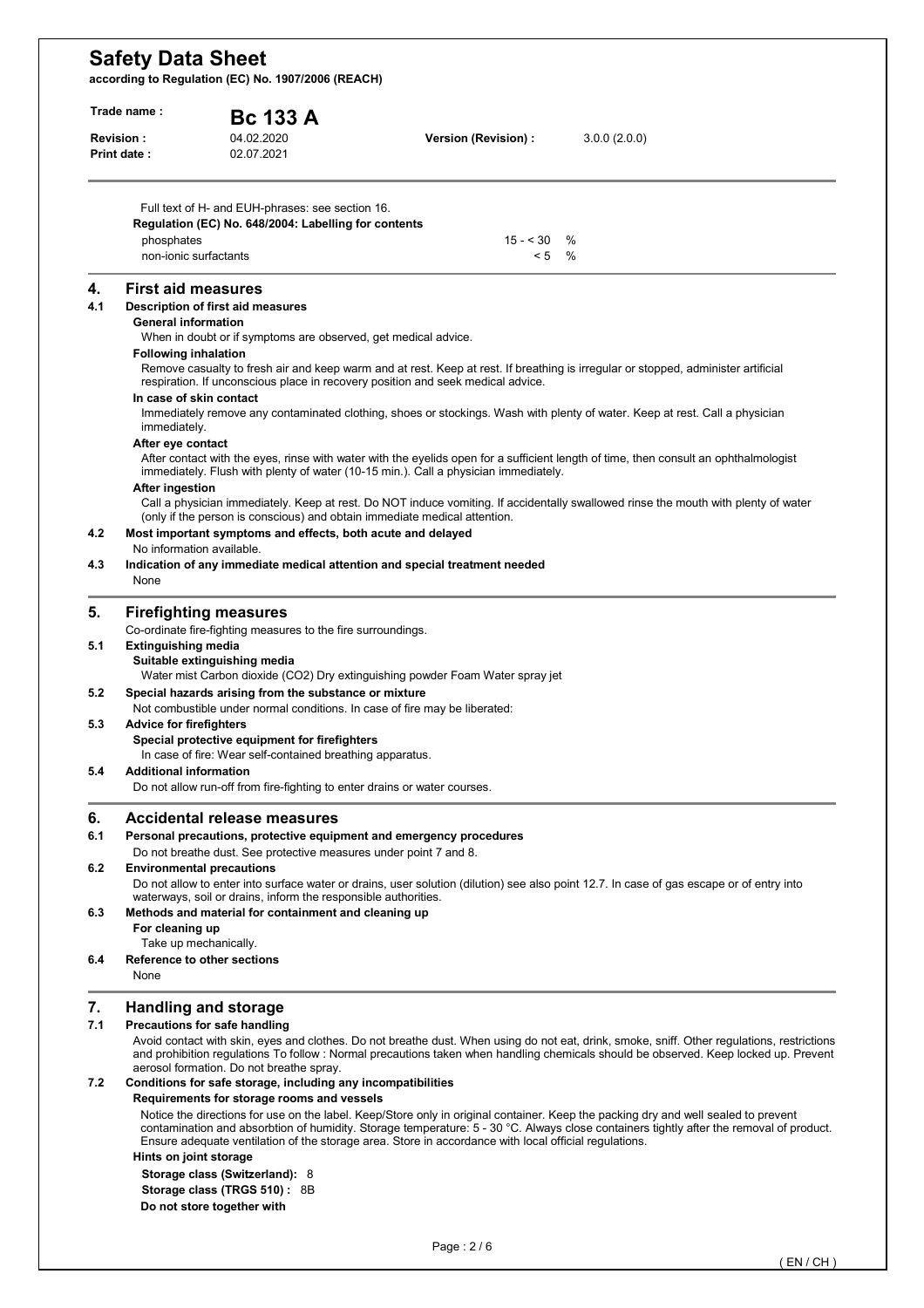Full text of H- and EUH-phrases: see section 16.

**Regulation (EC) No. 648/2004: Labelling for contents**

| | | |
|---|---|---|
| phosphates | 15 - < 30 | % |
| non-ionic surfactants | < 5 | % |

## 4. First aid measures

### 4.1 Description of first aid measures

**General information**

When in doubt or if symptoms are observed, get medical advice.

**Following inhalation**

Remove casualty to fresh air and keep warm and at rest. Keep at rest. If breathing is irregular or stopped, administer artificial respiration. If unconscious place in recovery position and seek medical advice.

**In case of skin contact**

Immediately remove any contaminated clothing, shoes or stockings. Wash with plenty of water. Keep at rest. Call a physician immediately.

**After eye contact**

After contact with the eyes, rinse with water with the eyelids open for a sufficient length of time, then consult an ophthalmologist immediately. Flush with plenty of water (10-15 min.). Call a physician immediately.

**After ingestion**

Call a physician immediately. Keep at rest. Do NOT induce vomiting. If accidentally swallowed rinse the mouth with plenty of water (only if the person is conscious) and obtain immediate medical attention.

### 4.2 Most important symptoms and effects, both acute and delayed

No information available.

### 4.3 Indication of any immediate medical attention and special treatment needed

None

## 5. Firefighting measures

Co-ordinate fire-fighting measures to the fire surroundings.

### 5.1 Extinguishing media

**Suitable extinguishing media**

Water mist Carbon dioxide ($CO_2$) Dry extinguishing powder Foam Water spray jet

### 5.2 Special hazards arising from the substance or mixture

Not combustible under normal conditions. In case of fire may be liberated:

### 5.3 Advice for firefighters

**Special protective equipment for firefighters**

In case of fire: Wear self-contained breathing apparatus.

### 5.4 Additional information

Do not allow run-off from fire-fighting to enter drains or water courses.

## 6. Accidental release measures

### 6.1 Personal precautions, protective equipment and emergency procedures

Do not breathe dust. See protective measures under point 7 and 8.

### 6.2 Environmental precautions

Do not allow to enter into surface water or drains, user solution (dilution) see also point 12.7. In case of gas escape or of entry into waterways, soil or drains, inform the responsible authorities.

### 6.3 Methods and material for containment and cleaning up

**For cleaning up**

Take up mechanically.

### 6.4 Reference to other sections

None

## 7. Handling and storage

### 7.1 Precautions for safe handling

Avoid contact with skin, eyes and clothes. Do not breathe dust. When using do not eat, drink, smoke, sniff. Other regulations, restrictions and prohibition regulations To follow : Normal precautions taken when handling chemicals should be observed. Keep locked up. Prevent aerosol formation. Do not breathe spray.

### 7.2 Conditions for safe storage, including any incompatibilities

**Requirements for storage rooms and vessels**

Notice the directions for use on the label. Keep/Store only in original container. Keep the packing dry and well sealed to prevent contamination and absorbtion of humidity. Storage temperature: 5 - 30 °C. Always close containers tightly after the removal of product. Ensure adequate ventilation of the storage area. Store in accordance with local official regulations.

**Hints on joint storage**

**Storage class (Switzerland):** 8

**Storage class (TRGS 510) :** 8B

**Do not store together with**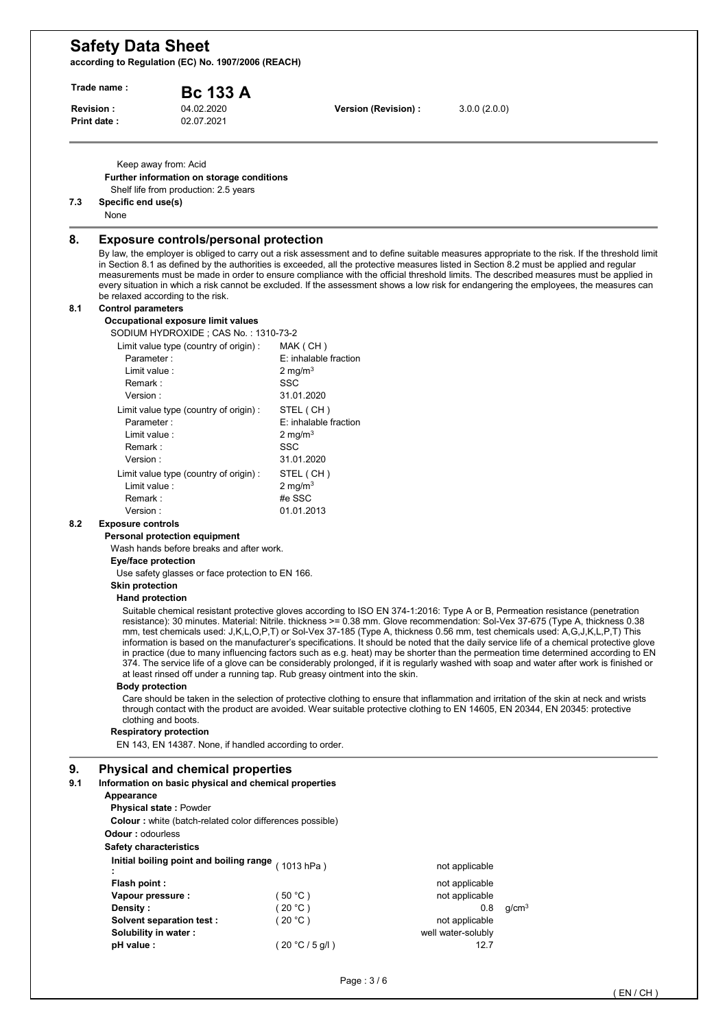Keep away from: Acid

**Further information on storage conditions**

Shelf life from production: 2.5 years

### 7.3 Specific end use(s)

None

## 8. Exposure controls/personal protection

By law, the employer is obliged to carry out a risk assessment and to define suitable measures appropriate to the risk. If the threshold limit in Section 8.1 as defined by the authorities is exceeded, all the protective measures listed in Section 8.2 must be applied and regular measurements must be made in order to ensure compliance with the official threshold limits. The described measures must be applied in every situation in which a risk cannot be excluded. If the assessment shows a low risk for endangering the employees, the measures can be relaxed according to the risk.

### 8.1 Control parameters

**Occupational exposure limit values**

SODIUM HYDROXIDE ; CAS No. : 1310-73-2

| | |
|---|---|
| Limit value type (country of origin) : | MAK ( CH ) |
| Parameter : | E: inhalable fraction |
| Limit value : | 2 mg/m$^3$ |
| Remark : | SSC |
| Version : | 31.01.2020 |
| Limit value type (country of origin) : | STEL ( CH ) |
| Parameter : | E: inhalable fraction |
| Limit value : | 2 mg/m$^3$ |
| Remark : | SSC |
| Version : | 31.01.2020 |
| Limit value type (country of origin) : | STEL ( CH ) |
| Limit value : | 2 mg/m$^3$ |
| Remark : | #e SSC |
| Version : | 01.01.2013 |

### 8.2 Exposure controls

**Personal protection equipment**

Wash hands before breaks and after work.

**Eye/face protection**

Use safety glasses or face protection to EN 166.

**Skin protection**

**Hand protection**

Suitable chemical resistant protective gloves according to ISO EN 374-1:2016: Type A or B, Permeation resistance (penetration resistance): 30 minutes. Material: Nitrile. thickness >= 0.38 mm. Glove recommendation: Sol-Vex 37-675 (Type A, thickness 0.38 mm, test chemicals used: J,K,L,O,P,T) or Sol-Vex 37-185 (Type A, thickness 0.56 mm, test chemicals used: A,G,J,K,L,P,T) This information is based on the manufacturer's specifications. It should be noted that the daily service life of a chemical protective glove in practice (due to many influencing factors such as e.g. heat) may be shorter than the permeation time determined according to EN 374. The service life of a glove can be considerably prolonged, if it is regularly washed with soap and water after work is finished or at least rinsed off under a running tap. Rub greasy ointment into the skin.

**Body protection**

Care should be taken in the selection of protective clothing to ensure that inflammation and irritation of the skin at neck and wrists through contact with the product are avoided. Wear suitable protective clothing to EN 14605, EN 20344, EN 20345: protective clothing and boots.

**Respiratory protection**

EN 143, EN 14387. None, if handled according to order.

## 9. Physical and chemical properties

### 9.1 Information on basic physical and chemical properties

**Appearance**

**Physical state :** Powder

**Colour :** white (batch-related color differences possible)

**Odour :** odourless

**Safety characteristics**

| | | | |
|---|---|---|---|
| **Initial boiling point and boiling range :** | ( 1013 hPa ) | not applicable | |
| **Flash point :** | | not applicable | |
| **Vapour pressure :** | ( 50 °C ) | not applicable | |
| **Density :** | ( 20 °C ) | 0.8 | g/cm$^3$ |
| **Solvent separation test :** | ( 20 °C ) | not applicable | |
| **Solubility in water :** | | well water-solubly | |
| **pH value :** | ( 20 °C / 5 g/l ) | 12.7 | |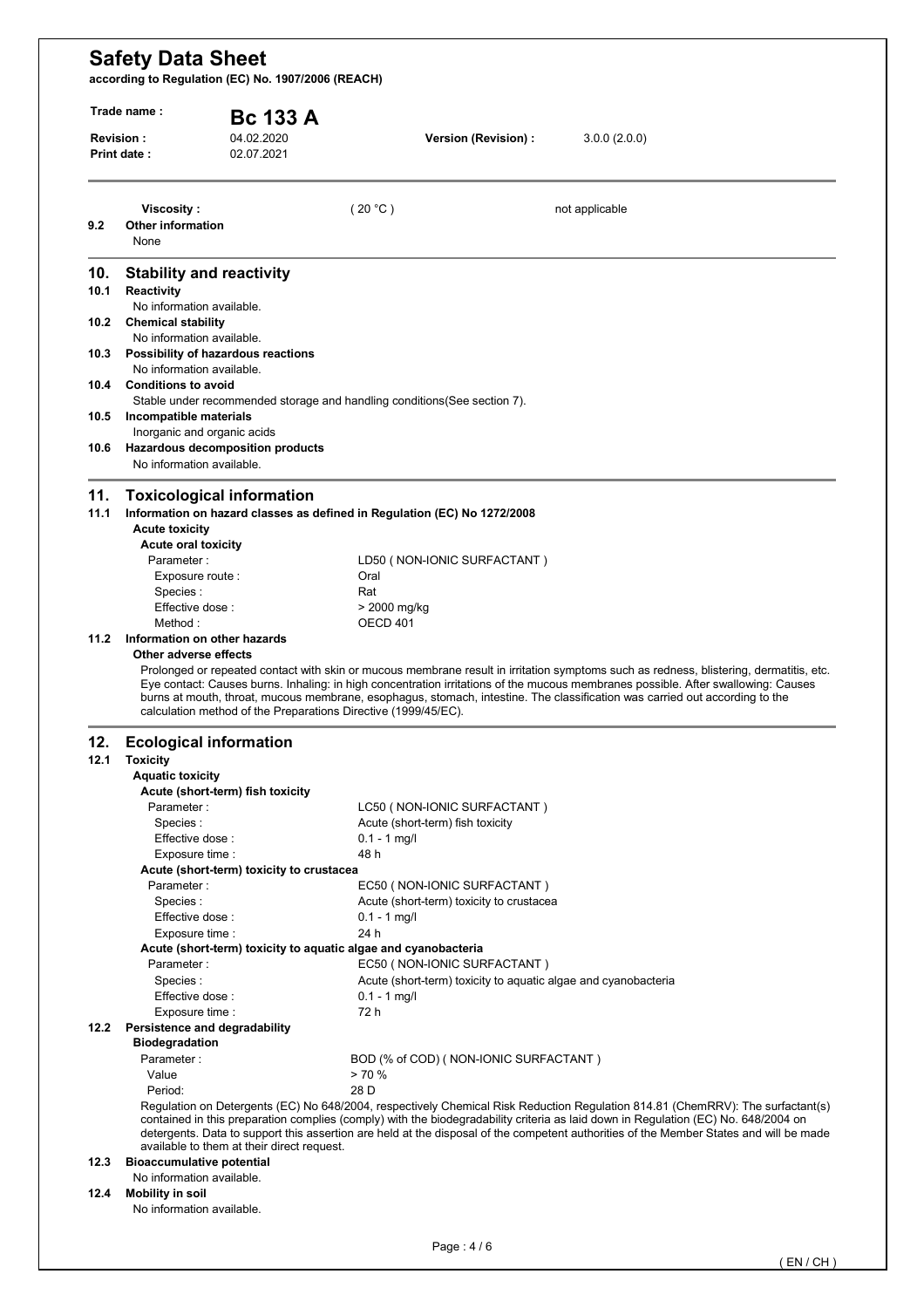| | | | |
|---|---|---|---|
| **Viscosity :** | ( 20 °C ) | | not applicable |

**9.2 Other information**

None

## 10. Stability and reactivity

**10.1 Reactivity**

No information available.

**10.2 Chemical stability**

No information available.

**10.3 Possibility of hazardous reactions**

No information available.

**10.4 Conditions to avoid**

Stable under recommended storage and handling conditions(See section 7).

**10.5 Incompatible materials**

Inorganic and organic acids

**10.6 Hazardous decomposition products**

No information available.

## 11. Toxicological information

**11.1 Information on hazard classes as defined in Regulation (EC) No 1272/2008**

**Acute toxicity**

**Acute oral toxicity**

| | |
|---|---|
| Parameter : | LD50 ( NON-IONIC SURFACTANT ) |
| Exposure route : | Oral |
| Species : | Rat |
| Effective dose : | > 2000 mg/kg |
| Method : | OECD 401 |

**11.2 Information on other hazards**

**Other adverse effects**

Prolonged or repeated contact with skin or mucous membrane result in irritation symptoms such as redness, blistering, dermatitis, etc. Eye contact: Causes burns. Inhaling: in high concentration irritations of the mucous membranes possible. After swallowing: Causes burns at mouth, throat, mucous membrane, esophagus, stomach, intestine. The classification was carried out according to the calculation method of the Preparations Directive (1999/45/EC).

## 12. Ecological information

**12.1 Toxicity**

**Aquatic toxicity**

**Acute (short-term) fish toxicity**

| | |
|---|---|
| Parameter : | LC50 ( NON-IONIC SURFACTANT ) |
| Species : | Acute (short-term) fish toxicity |
| Effective dose : | 0.1 - 1 mg/l |
| Exposure time : | 48 h |

**Acute (short-term) toxicity to crustacea**

| | |
|---|---|
| Parameter : | EC50 ( NON-IONIC SURFACTANT ) |
| Species : | Acute (short-term) toxicity to crustacea |
| Effective dose : | 0.1 - 1 mg/l |
| Exposure time : | 24 h |

**Acute (short-term) toxicity to aquatic algae and cyanobacteria**

| | |
|---|---|
| Parameter : | EC50 ( NON-IONIC SURFACTANT ) |
| Species : | Acute (short-term) toxicity to aquatic algae and cyanobacteria |
| Effective dose : | 0.1 - 1 mg/l |
| Exposure time : | 72 h |

**12.2 Persistence and degradability**

**Biodegradation**

| | |
|---|---|
| Parameter : | BOD (% of COD) ( NON-IONIC SURFACTANT ) |
| Value | > 70 % |
| Period: | 28 D |

Regulation on Detergents (EC) No 648/2004, respectively Chemical Risk Reduction Regulation 814.81 (ChemRRV): The surfactant(s) contained in this preparation complies (comply) with the biodegradability criteria as laid down in Regulation (EC) No. 648/2004 on detergents. Data to support this assertion are held at the disposal of the competent authorities of the Member States and will be made available to them at their direct request.

**12.3 Bioaccumulative potential**

No information available.

**12.4 Mobility in soil**

No information available.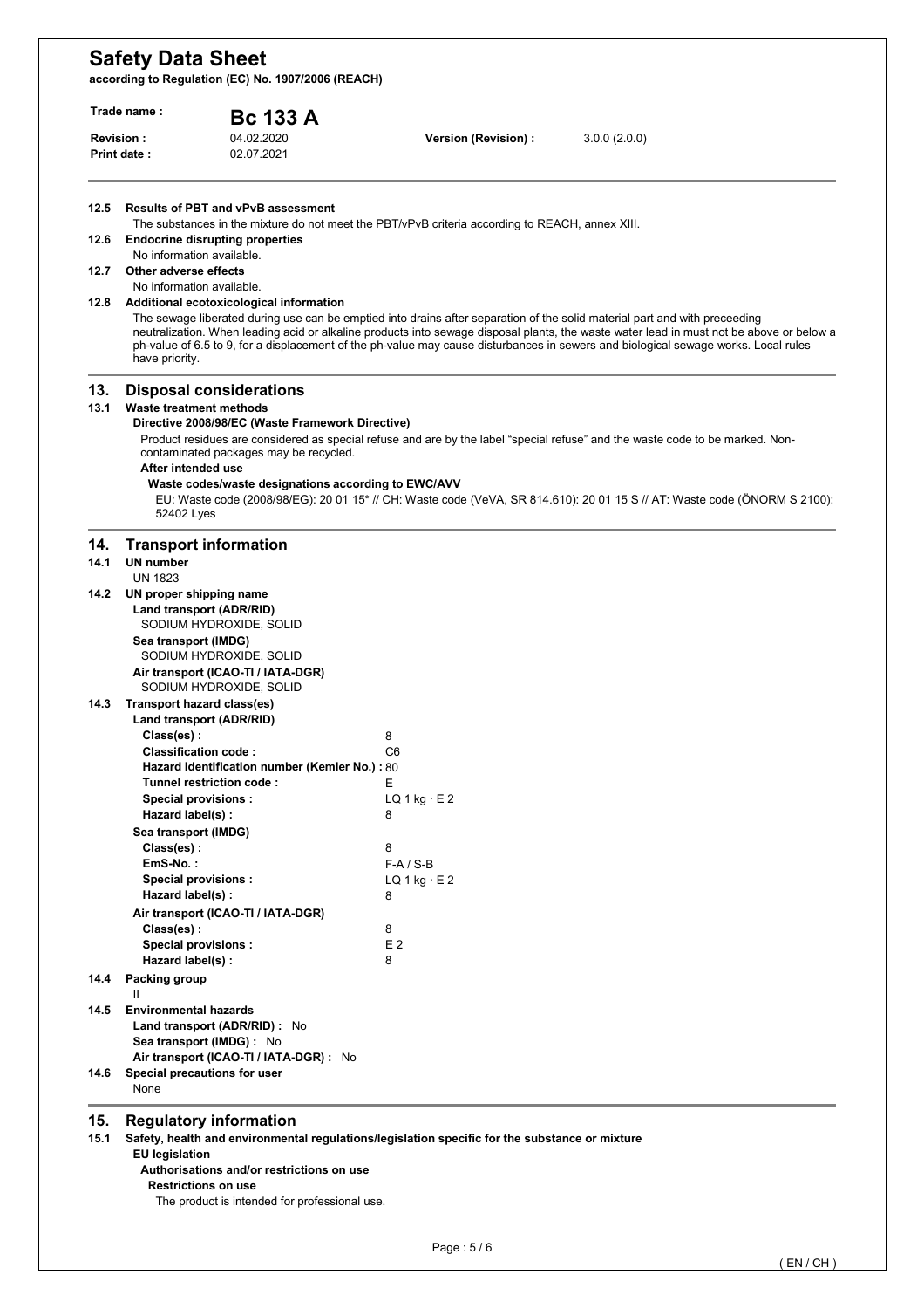### 12.5 Results of PBT and vPvB assessment

The substances in the mixture do not meet the PBT/vPvB criteria according to REACH, annex XIII.

### 12.6 Endocrine disrupting properties

No information available.

### 12.7 Other adverse effects

No information available.

### 12.8 Additional ecotoxicological information

The sewage liberated during use can be emptied into drains after separation of the solid material part and with preceeding neutralization. When leading acid or alkaline products into sewage disposal plants, the waste water lead in must not be above or below a ph-value of 6.5 to 9, for a displacement of the ph-value may cause disturbances in sewers and biological sewage works. Local rules have priority.

## 13. Disposal considerations

### 13.1 Waste treatment methods

**Directive 2008/98/EC (Waste Framework Directive)**

Product residues are considered as special refuse and are by the label "special refuse" and the waste code to be marked. Non-contaminated packages may be recycled.

**After intended use**

**Waste codes/waste designations according to EWC/AVV**

EU: Waste code (2008/98/EG): 20 01 15* // CH: Waste code (VeVA, SR 814.610): 20 01 15 S // AT: Waste code (ÖNORM S 2100): 52402 Lyes

## 14. Transport information

### 14.1 UN number

UN 1823

### 14.2 UN proper shipping name

**Land transport (ADR/RID)**

SODIUM HYDROXIDE, SOLID

**Sea transport (IMDG)**

SODIUM HYDROXIDE, SOLID

**Air transport (ICAO-TI / IATA-DGR)**

SODIUM HYDROXIDE, SOLID

### 14.3 Transport hazard class(es)

**Land transport (ADR/RID)**

| | |
|---|---|
| **Class(es) :** | 8 |
| **Classification code :** | C6 |
| **Hazard identification number (Kemler No.) :** | 80 |
| **Tunnel restriction code :** | E |
| **Special provisions :** | LQ 1 kg · E 2 |
| **Hazard label(s) :** | 8 |

**Sea transport (IMDG)**

| | |
|---|---|
| **Class(es) :** | 8 |
| **EmS-No. :** | F-A / S-B |
| **Special provisions :** | LQ 1 kg · E 2 |
| **Hazard label(s) :** | 8 |

**Air transport (ICAO-TI / IATA-DGR)**

| | |
|---|---|
| **Class(es) :** | 8 |
| **Special provisions :** | E 2 |
| **Hazard label(s) :** | 8 |

### 14.4 Packing group

II

### 14.5 Environmental hazards

**Land transport (ADR/RID) :** No

**Sea transport (IMDG) :** No

**Air transport (ICAO-TI / IATA-DGR) :** No

### 14.6 Special precautions for user

None

## 15. Regulatory information

### 15.1 Safety, health and environmental regulations/legislation specific for the substance or mixture

**EU legislation**

**Authorisations and/or restrictions on use**

**Restrictions on use**

The product is intended for professional use.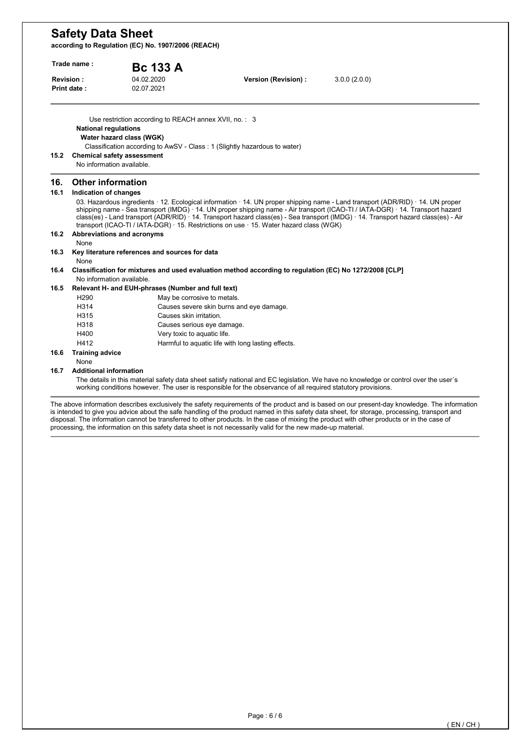Use restriction according to REACH annex XVII, no. : 3

**National regulations**

**Water hazard class (WGK)**

Classification according to AwSV - Class : 1 (Slightly hazardous to water)

**15.2 Chemical safety assessment**

No information available.

## 16. Other information

**16.1 Indication of changes**

03. Hazardous ingredients · 12. Ecological information · 14. UN proper shipping name - Land transport (ADR/RID) · 14. UN proper shipping name - Sea transport (IMDG) · 14. UN proper shipping name - Air transport (ICAO-TI / IATA-DGR) · 14. Transport hazard class(es) - Land transport (ADR/RID) · 14. Transport hazard class(es) - Sea transport (IMDG) · 14. Transport hazard class(es) - Air transport (ICAO-TI / IATA-DGR) · 15. Restrictions on use · 15. Water hazard class (WGK)

**16.2 Abbreviations and acronyms**

None

**16.3 Key literature references and sources for data**

None

**16.4 Classification for mixtures and used evaluation method according to regulation (EC) No 1272/2008 [CLP]**

No information available.

**16.5 Relevant H- and EUH-phrases (Number and full text)**

| | |
|---|---|
| H290 | May be corrosive to metals. |
| H314 | Causes severe skin burns and eye damage. |
| H315 | Causes skin irritation. |
| H318 | Causes serious eye damage. |
| H400 | Very toxic to aquatic life. |
| H412 | Harmful to aquatic life with long lasting effects. |

**16.6 Training advice**

None

**16.7 Additional information**

The details in this material safety data sheet satisfy national and EC legislation. We have no knowledge or control over the user´s working conditions however. The user is responsible for the observance of all required statutory provisions.

The above information describes exclusively the safety requirements of the product and is based on our present-day knowledge. The information is intended to give you advice about the safe handling of the product named in this safety data sheet, for storage, processing, transport and disposal. The information cannot be transferred to other products. In the case of mixing the product with other products or in the case of processing, the information on this safety data sheet is not necessarily valid for the new made-up material.